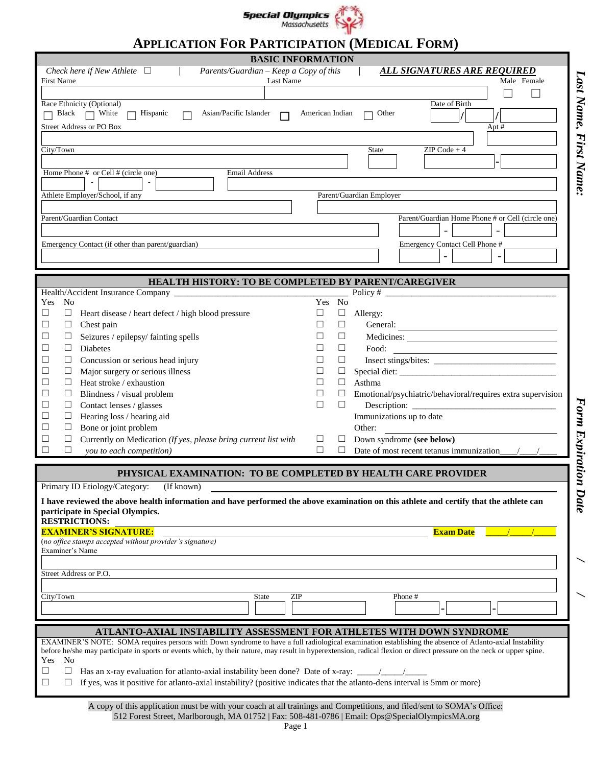Special Olympics Massachusetts

# APPLICATION FOR PARTICIPATION (MEDICAL FORM)

*Last Name, First Name:*

## BASIC INFORMATION

*Check here if New Athlete* ☐ | *Parents/Guardian – Keep a Copy of this* | ***ALL SIGNATURES ARE REQUIRED***

First Name ______ Last Name ______ Male ☐ Female ☐

Race Ethnicity (Optional): ☐ Black ☐ White ☐ Hispanic ☐ Asian/Pacific Islander ☐ American Indian ☐ Other

Date of Birth ____ / ____ / ____

Street Address or PO Box ______ Apt # ______

City/Town ______ State ______ ZIP Code + 4 ______ - ______

Home Phone # or Cell # (circle one) ____ - ____ - ____ Email Address ______

Athlete Employer/School, if any ______ Parent/Guardian Employer ______

Parent/Guardian Contact ______ Parent/Guardian Home Phone # or Cell (circle one) ____ - ____ - ____

Emergency Contact (if other than parent/guardian) ______ Emergency Contact Cell Phone # ____ - ____ - ____

## HEALTH HISTORY: TO BE COMPLETED BY PARENT/CAREGIVER

Health/Accident Insurance Company ______________________ Policy # ______________________

| Yes | No | | Yes | No | |
|---|---|---|---|---|---|
| ☐ | ☐ | Heart disease / heart defect / high blood pressure | ☐ | ☐ | Allergy: |
| ☐ | ☐ | Chest pain | ☐ | ☐ | General: ______ |
| ☐ | ☐ | Seizures / epilepsy/ fainting spells | ☐ | ☐ | Medicines: ______ |
| ☐ | ☐ | Diabetes | ☐ | ☐ | Food: ______ |
| ☐ | ☐ | Concussion or serious head injury | ☐ | ☐ | Insect stings/bites: ______ |
| ☐ | ☐ | Major surgery or serious illness | ☐ | ☐ | Special diet: ______ |
| ☐ | ☐ | Heat stroke / exhaustion | ☐ | ☐ | Asthma |
| ☐ | ☐ | Blindness / visual problem | ☐ | ☐ | Emotional/psychiatric/behavioral/requires extra supervision |
| ☐ | ☐ | Contact lenses / glasses | ☐ | ☐ | Description: ______ |
| ☐ | ☐ | Hearing loss / hearing aid | | | Immunizations up to date |
| ☐ | ☐ | Bone or joint problem | | | Other: ______ |
| ☐ | ☐ | Currently on Medication *(If yes, please bring current list with* | ☐ | ☐ | Down syndrome **(see below)** |
| ☐ | ☐ | *you to each competition)* | ☐ | ☐ | Date of most recent tetanus immunization____/____/____ |

## PHYSICAL EXAMINATION: TO BE COMPLETED BY HEALTH CARE PROVIDER

Primary ID Etiology/Category: (If known) ______________________

**I have reviewed the above health information and have performed the above examination on this athlete and certify that the athlete can participate in Special Olympics.**

**RESTRICTIONS:** ______________________

**EXAMINER'S SIGNATURE:** ______________________ **Exam Date** _____/_____/_____

(*no office stamps accepted without provider's signature)*

Examiner's Name ______________________

Street Address or P.O. ______________________

City/Town ______ State ______ ZIP ______ Phone # ____ - ____ - ____

*Form Expiration Date* ____ / ____ / ____

## ATLANTO-AXIAL INSTABILITY ASSESSMENT FOR ATHLETES WITH DOWN SYNDROME

EXAMINER'S NOTE: SOMA requires persons with Down syndrome to have a full radiological examination establishing the absence of Atlanto-axial Instability before he/she may participate in sports or events which, by their nature, may result in hyperextension, radical flexion or direct pressure on the neck or upper spine.

| Yes | No | |
|---|---|---|
| ☐ | ☐ | Has an x-ray evaluation for atlanto-axial instability been done? Date of x-ray: _____/_____/_____ |
| ☐ | ☐ | If yes, was it positive for atlanto-axial instability? (positive indicates that the atlanto-dens interval is 5mm or more) |

A copy of this application must be with your coach at all trainings and Competitions, and filed/sent to SOMA's Office:
512 Forest Street, Marlborough, MA 01752 | Fax: 508-481-0786 | Email: Ops@SpecialOlympicsMA.org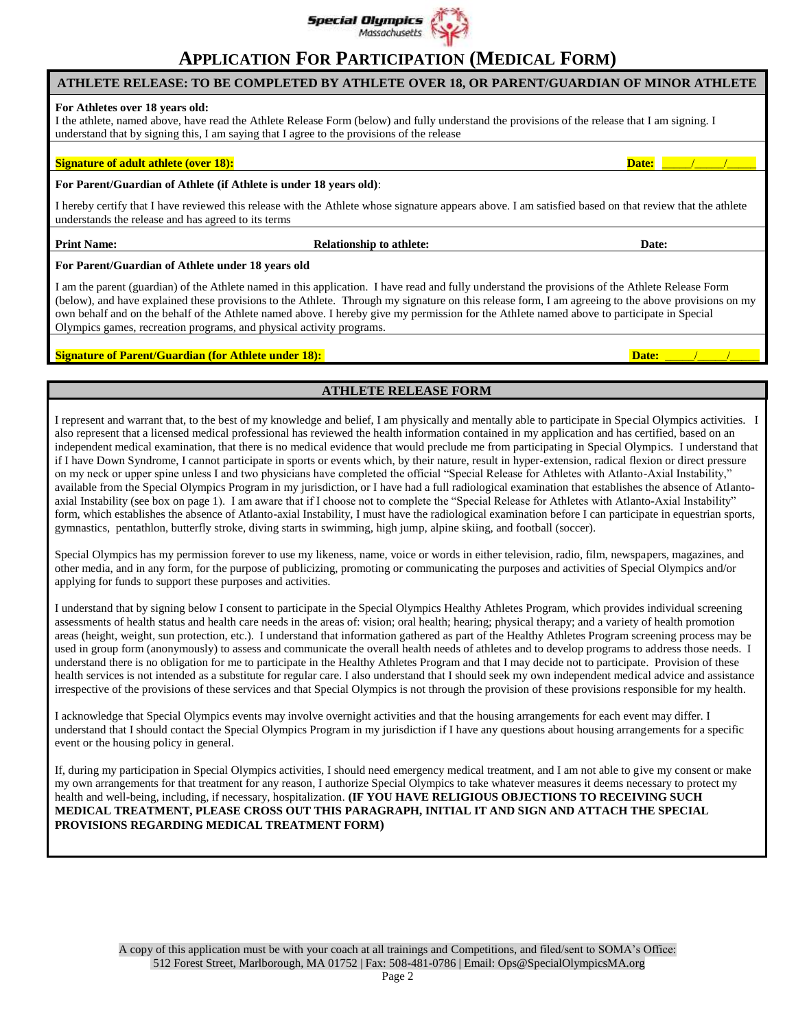Special Olympics Massachusetts

# APPLICATION FOR PARTICIPATION (MEDICAL FORM)

## ATHLETE RELEASE: TO BE COMPLETED BY ATHLETE OVER 18, OR PARENT/GUARDIAN OF MINOR ATHLETE

**For Athletes over 18 years old:**
I the athlete, named above, have read the Athlete Release Form (below) and fully understand the provisions of the release that I am signing. I understand that by signing this, I am saying that I agree to the provisions of the release

**Signature of adult athlete (over 18):** **Date:** _____/_____/_____

**For Parent/Guardian of Athlete (if Athlete is under 18 years old)**:

I hereby certify that I have reviewed this release with the Athlete whose signature appears above. I am satisfied based on that review that the athlete understands the release and has agreed to its terms

**Print Name:** **Relationship to athlete:** **Date:**

**For Parent/Guardian of Athlete under 18 years old**

I am the parent (guardian) of the Athlete named in this application. I have read and fully understand the provisions of the Athlete Release Form (below), and have explained these provisions to the Athlete. Through my signature on this release form, I am agreeing to the above provisions on my own behalf and on the behalf of the Athlete named above. I hereby give my permission for the Athlete named above to participate in Special Olympics games, recreation programs, and physical activity programs.

**Signature of Parent/Guardian (for Athlete under 18):** **Date:** _____/_____/_____

## ATHLETE RELEASE FORM

I represent and warrant that, to the best of my knowledge and belief, I am physically and mentally able to participate in Special Olympics activities. I also represent that a licensed medical professional has reviewed the health information contained in my application and has certified, based on an independent medical examination, that there is no medical evidence that would preclude me from participating in Special Olympics. I understand that if I have Down Syndrome, I cannot participate in sports or events which, by their nature, result in hyper-extension, radical flexion or direct pressure on my neck or upper spine unless I and two physicians have completed the official "Special Release for Athletes with Atlanto-Axial Instability," available from the Special Olympics Program in my jurisdiction, or I have had a full radiological examination that establishes the absence of Atlanto-axial Instability (see box on page 1). I am aware that if I choose not to complete the "Special Release for Athletes with Atlanto-Axial Instability" form, which establishes the absence of Atlanto-axial Instability, I must have the radiological examination before I can participate in equestrian sports, gymnastics, pentathlon, butterfly stroke, diving starts in swimming, high jump, alpine skiing, and football (soccer).

Special Olympics has my permission forever to use my likeness, name, voice or words in either television, radio, film, newspapers, magazines, and other media, and in any form, for the purpose of publicizing, promoting or communicating the purposes and activities of Special Olympics and/or applying for funds to support these purposes and activities.

I understand that by signing below I consent to participate in the Special Olympics Healthy Athletes Program, which provides individual screening assessments of health status and health care needs in the areas of: vision; oral health; hearing; physical therapy; and a variety of health promotion areas (height, weight, sun protection, etc.). I understand that information gathered as part of the Healthy Athletes Program screening process may be used in group form (anonymously) to assess and communicate the overall health needs of athletes and to develop programs to address those needs. I understand there is no obligation for me to participate in the Healthy Athletes Program and that I may decide not to participate. Provision of these health services is not intended as a substitute for regular care. I also understand that I should seek my own independent medical advice and assistance irrespective of the provisions of these services and that Special Olympics is not through the provision of these provisions responsible for my health.

I acknowledge that Special Olympics events may involve overnight activities and that the housing arrangements for each event may differ. I understand that I should contact the Special Olympics Program in my jurisdiction if I have any questions about housing arrangements for a specific event or the housing policy in general.

If, during my participation in Special Olympics activities, I should need emergency medical treatment, and I am not able to give my consent or make my own arrangements for that treatment for any reason, I authorize Special Olympics to take whatever measures it deems necessary to protect my health and well-being, including, if necessary, hospitalization. **(IF YOU HAVE RELIGIOUS OBJECTIONS TO RECEIVING SUCH MEDICAL TREATMENT, PLEASE CROSS OUT THIS PARAGRAPH, INITIAL IT AND SIGN AND ATTACH THE SPECIAL PROVISIONS REGARDING MEDICAL TREATMENT FORM)**

A copy of this application must be with your coach at all trainings and Competitions, and filed/sent to SOMA's Office:
512 Forest Street, Marlborough, MA 01752 | Fax: 508-481-0786 | Email: Ops@SpecialOlympicsMA.org